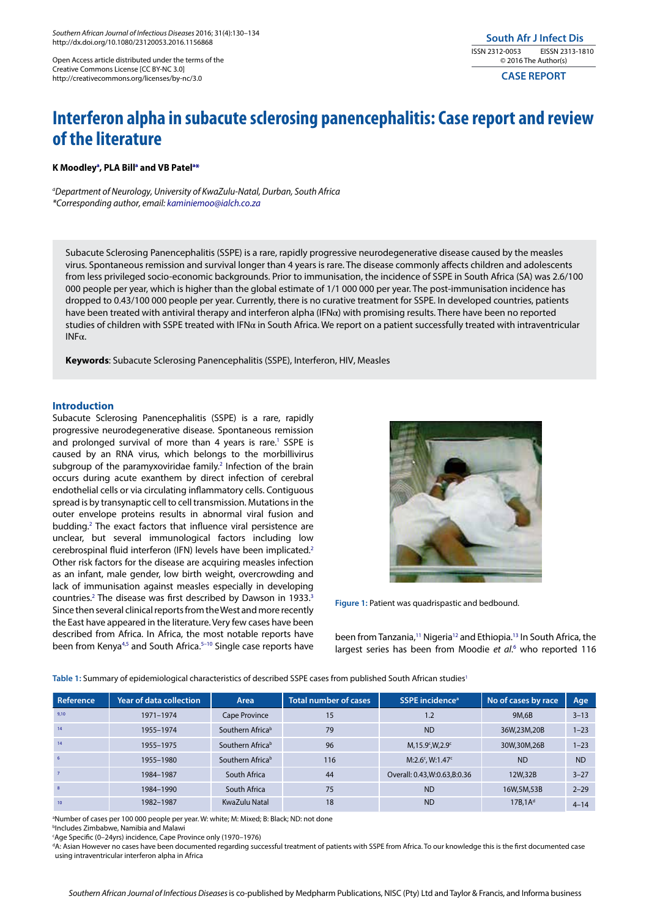Open Access article distributed under the terms of the Creative Commons License [CC BY-NC 3.0] http://creativecommons.org/licenses/by-nc/3.0

CASE REPORT

# Interferon alpha in subacute sclerosing panencephalitis: Case report and review of the literature

**K Moodley[a], PLA Bill[a] and VB Patel[a]***

[a]*Department of Neurology, University of KwaZulu-Natal, Durban, South Africa*
*\*Corresponding author, email: kaminiemoo@ialch.co.za*

Subacute Sclerosing Panencephalitis (SSPE) is a rare, rapidly progressive neurodegenerative disease caused by the measles virus. Spontaneous remission and survival longer than 4 years is rare. The disease commonly affects children and adolescents from less privileged socio-economic backgrounds. Prior to immunisation, the incidence of SSPE in South Africa (SA) was 2.6/100 000 people per year, which is higher than the global estimate of 1/1 000 000 per year. The post-immunisation incidence has dropped to 0.43/100 000 people per year. Currently, there is no curative treatment for SSPE. In developed countries, patients have been treated with antiviral therapy and interferon alpha (IFNα) with promising results. There have been no reported studies of children with SSPE treated with IFNα in South Africa. We report on a patient successfully treated with intraventricular INFα.

**Keywords**: Subacute Sclerosing Panencephalitis (SSPE), Interferon, HIV, Measles

## Introduction

Subacute Sclerosing Panencephalitis (SSPE) is a rare, rapidly progressive neurodegenerative disease. Spontaneous remission and prolonged survival of more than 4 years is rare.[1] SSPE is caused by an RNA virus, which belongs to the morbillivirus subgroup of the paramyxoviridae family.[2] Infection of the brain occurs during acute exanthem by direct infection of cerebral endothelial cells or via circulating inflammatory cells. Contiguous spread is by transynaptic cell to cell transmission. Mutations in the outer envelope proteins results in abnormal viral fusion and budding.[2] The exact factors that influence viral persistence are unclear, but several immunological factors including low cerebrospinal fluid interferon (IFN) levels have been implicated.[2] Other risk factors for the disease are acquiring measles infection as an infant, male gender, low birth weight, overcrowding and lack of immunisation against measles especially in developing countries.[2] The disease was first described by Dawson in 1933.[3] Since then several clinical reports from the West and more recently the East have appeared in the literature. Very few cases have been described from Africa. In Africa, the most notable reports have been from Kenya[4,5] and South Africa.[5–10] Single case reports have been from Tanzania,[11] Nigeria[12] and Ethiopia.[13] In South Africa, the largest series has been from Moodie *et al.*[6] who reported 116

Figure 1: Patient was quadrispastic and bedbound.

Table 1: Summary of epidemiological characteristics of described SSPE cases from published South African studies[1]

| Reference | Year of data collection | Area | Total number of cases | SSPE incidence[a] | No of cases by race | Age |
|---|---|---|---|---|---|---|
| 9,10 | 1971–1974 | Cape Province | 15 | 1.2 | 9M,6B | 3–13 |
| 14 | 1955–1974 | Southern Africa[b] | 79 | ND | 36W,23M,20B | 1–23 |
| 14 | 1955–1975 | Southern Africa[b] | 96 | M,15.9[c],W,2.9[c] | 30W,30M,26B | 1–23 |
| 6 | 1955–1980 | Southern Africa[b] | 116 | M:2.6[c], W:1.47[c] | ND | ND |
| 7 | 1984–1987 | South Africa | 44 | Overall: 0.43,W:0.63,B:0.36 | 12W,32B | 3–27 |
| 8 | 1984–1990 | South Africa | 75 | ND | 16W,5M,53B | 2–29 |
| 10 | 1982–1987 | KwaZulu Natal | 18 | ND | 17B,1A[d] | 4–14 |

[a]Number of cases per 100 000 people per year. W: white; M: Mixed; B: Black; ND: not done
[b]Includes Zimbabwe, Namibia and Malawi
[c]Age Specific (0–24yrs) incidence, Cape Province only (1970–1976)
[d]A: Asian However no cases have been documented regarding successful treatment of patients with SSPE from Africa. To our knowledge this is the first documented case using intraventricular interferon alpha in Africa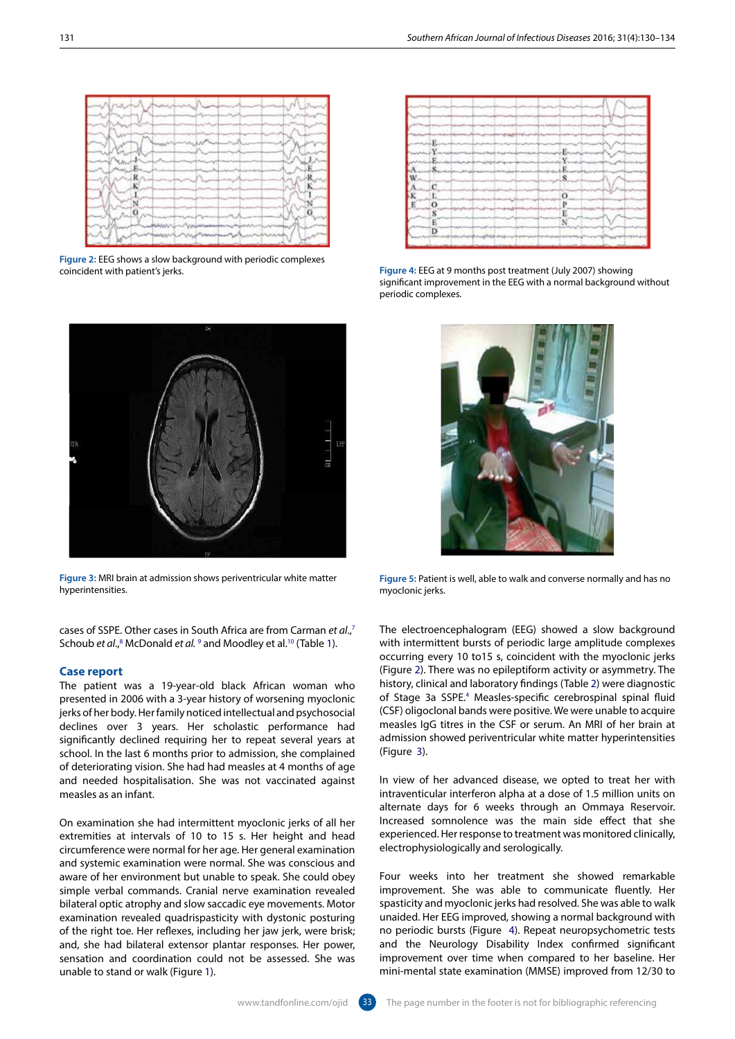Figure 2: EEG shows a slow background with periodic complexes coincident with patient's jerks.

Figure 4: EEG at 9 months post treatment (July 2007) showing significant improvement in the EEG with a normal background without periodic complexes.

Figure 3: MRI brain at admission shows periventricular white matter hyperintensities.

Figure 5: Patient is well, able to walk and converse normally and has no myoclonic jerks.

cases of SSPE. Other cases in South Africa are from Carman *et al.*,[7] Schoub *et al.*,[8] McDonald *et al.*[9] and Moodley et al.[10] (Table 1).

## Case report

The patient was a 19-year-old black African woman who presented in 2006 with a 3-year history of worsening myoclonic jerks of her body. Her family noticed intellectual and psychosocial declines over 3 years. Her scholastic performance had significantly declined requiring her to repeat several years at school. In the last 6 months prior to admission, she complained of deteriorating vision. She had had measles at 4 months of age and needed hospitalisation. She was not vaccinated against measles as an infant.

On examination she had intermittent myoclonic jerks of all her extremities at intervals of 10 to 15 s. Her height and head circumference were normal for her age. Her general examination and systemic examination were normal. She was conscious and aware of her environment but unable to speak. She could obey simple verbal commands. Cranial nerve examination revealed bilateral optic atrophy and slow saccadic eye movements. Motor examination revealed quadrispasticity with dystonic posturing of the right toe. Her reflexes, including her jaw jerk, were brisk; and, she had bilateral extensor plantar responses. Her power, sensation and coordination could not be assessed. She was unable to stand or walk (Figure 1).

The electroencephalogram (EEG) showed a slow background with intermittent bursts of periodic large amplitude complexes occurring every 10 to15 s, coincident with the myoclonic jerks (Figure 2). There was no epileptiform activity or asymmetry. The history, clinical and laboratory findings (Table 2) were diagnostic of Stage 3a SSPE.[4] Measles-specific cerebrospinal spinal fluid (CSF) oligoclonal bands were positive. We were unable to acquire measles IgG titres in the CSF or serum. An MRI of her brain at admission showed periventricular white matter hyperintensities (Figure 3).

In view of her advanced disease, we opted to treat her with intraventricular interferon alpha at a dose of 1.5 million units on alternate days for 6 weeks through an Ommaya Reservoir. Increased somnolence was the main side effect that she experienced. Her response to treatment was monitored clinically, electrophysiologically and serologically.

Four weeks into her treatment she showed remarkable improvement. She was able to communicate fluently. Her spasticity and myoclonic jerks had resolved. She was able to walk unaided. Her EEG improved, showing a normal background with no periodic bursts (Figure 4). Repeat neuropsychometric tests and the Neurology Disability Index confirmed significant improvement over time when compared to her baseline. Her mini-mental state examination (MMSE) improved from 12/30 to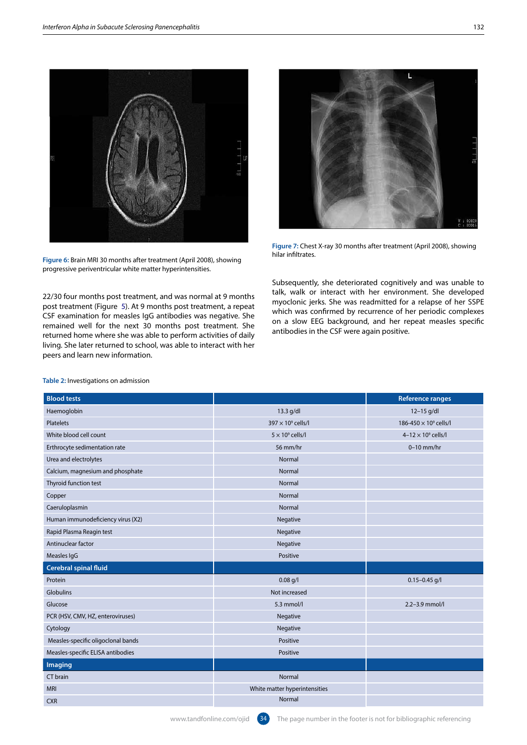Figure 6: Brain MRI 30 months after treatment (April 2008), showing progressive periventricular white matter hyperintensities.

Figure 7: Chest X-ray 30 months after treatment (April 2008), showing hilar infiltrates.

22/30 four months post treatment, and was normal at 9 months post treatment (Figure 5). At 9 months post treatment, a repeat CSF examination for measles IgG antibodies was negative. She remained well for the next 30 months post treatment. She returned home where she was able to perform activities of daily living. She later returned to school, was able to interact with her peers and learn new information.

Subsequently, she deteriorated cognitively and was unable to talk, walk or interact with her environment. She developed myoclonic jerks. She was readmitted for a relapse of her SSPE which was confirmed by recurrence of her periodic complexes on a slow EEG background, and her repeat measles specific antibodies in the CSF were again positive.

Table 2: Investigations on admission

| Blood tests | | Reference ranges |
|---|---|---|
| Haemoglobin | 13.3 g/dl | 12–15 g/dl |
| Platelets | $397 \times 10^9$ cells/l | 186-450 $\times 10^9$ cells/l |
| White blood cell count | $5 \times 10^9$ cells/l | 4–12 $\times 10^9$ cells/l |
| Erythrocyte sedimentation rate | 56 mm/hr | 0–10 mm/hr |
| Urea and electrolytes | Normal | |
| Calcium, magnesium and phosphate | Normal | |
| Thyroid function test | Normal | |
| Copper | Normal | |
| Caeruloplasmin | Normal | |
| Human immunodeficiency virus (X2) | Negative | |
| Rapid Plasma Reagin test | Negative | |
| Antinuclear factor | Negative | |
| Measles IgG | Positive | |
| **Cerebral spinal fluid** | | |
| Protein | 0.08 g/l | 0.15–0.45 g/l |
| Globulins | Not increased | |
| Glucose | 5.3 mmol/l | 2.2–3.9 mmol/l |
| PCR (HSV, CMV, HZ, enteroviruses) | Negative | |
| Cytology | Negative | |
| Measles-specific oligoclonal bands | Positive | |
| Measles-specific ELISA antibodies | Positive | |
| **Imaging** | | |
| CT brain | Normal | |
| MRI | White matter hyperintensities | |
| CXR | Normal | |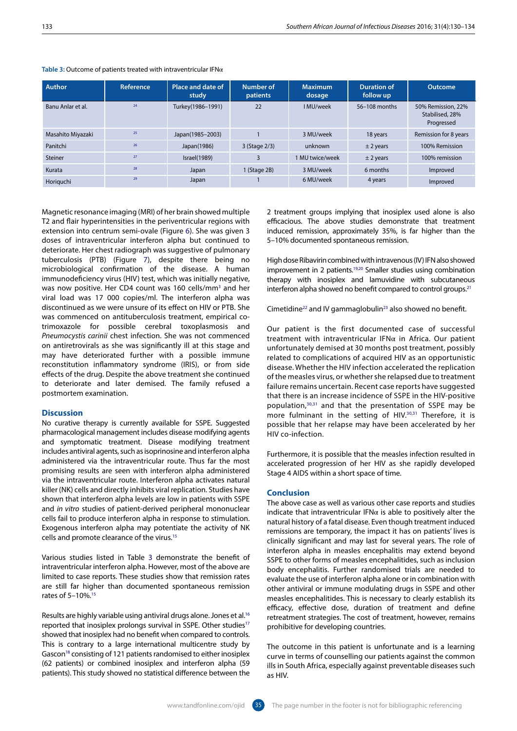**Table 3:** Outcome of patients treated with intraventricular IFNα

| Author | Reference | Place and date of study | Number of patients | Maximum dosage | Duration of follow up | Outcome |
|---|---|---|---|---|---|---|
| Banu Anlar et al. | [24] | Turkey(1986–1991) | 22 | I MU/week | 56–108 months | 50% Remission, 22% Stabilised, 28% Progressed |
| Masahito Miyazaki | [25] | Japan(1985–2003) | 1 | 3 MU/week | 18 years | Remission for 8 years |
| Panitchi | [26] | Japan(1986) | 3 (Stage 2/3) | unknown | ± 2 years | 100% Remission |
| Steiner | [27] | Israel(1989) | 3 | 1 MU twice/week | ± 2 years | 100% remission |
| Kurata | [28] | Japan | 1 (Stage 2B) | 3 MU/week | 6 months | Improved |
| Horiquchi | [29] | Japan | 1 | 6 MU/week | 4 years | Improved |

Magnetic resonance imaging (MRI) of her brain showed multiple T2 and flair hyperintensities in the periventricular regions with extension into centrum semi-ovale (Figure 6). She was given 3 doses of intraventricular interferon alpha but continued to deteriorate. Her chest radiograph was suggestive of pulmonary tuberculosis (PTB) (Figure 7), despite there being no microbiological confirmation of the disease. A human immunodeficiency virus (HIV) test, which was initially negative, was now positive. Her CD4 count was 160 cells/mm$^3$ and her viral load was 17 000 copies/ml. The interferon alpha was discontinued as we were unsure of its effect on HIV or PTB. She was commenced on antituberculosis treatment, empirical co-trimoxazole for possible cerebral toxoplasmosis and *Pneumocystis carinii* chest infection. She was not commenced on antiretrovirals as she was significantly ill at this stage and may have deteriorated further with a possible immune reconstitution inflammatory syndrome (IRIS), or from side effects of the drug. Despite the above treatment she continued to deteriorate and later demised. The family refused a postmortem examination.

## Discussion

No curative therapy is currently available for SSPE. Suggested pharmacological management includes disease modifying agents and symptomatic treatment. Disease modifying treatment includes antiviral agents, such as isoprinosine and interferon alpha administered via the intraventricular route. Thus far the most promising results are seen with interferon alpha administered via the intraventricular route. Interferon alpha activates natural killer (NK) cells and directly inhibits viral replication. Studies have shown that interferon alpha levels are low in patients with SSPE and *in vitro* studies of patient-derived peripheral mononuclear cells fail to produce interferon alpha in response to stimulation. Exogenous interferon alpha may potentiate the activity of NK cells and promote clearance of the virus.[15]

Various studies listed in Table 3 demonstrate the benefit of intraventricular interferon alpha. However, most of the above are limited to case reports. These studies show that remission rates are still far higher than documented spontaneous remission rates of 5–10%.[15]

Results are highly variable using antiviral drugs alone. Jones et al.[16] reported that inosiplex prolongs survival in SSPE. Other studies[17] showed that inosiplex had no benefit when compared to controls. This is contrary to a large international multicentre study by Gascon[18] consisting of 121 patients randomised to either inosiplex (62 patients) or combined inosiplex and interferon alpha (59 patients). This study showed no statistical difference between the 2 treatment groups implying that inosiplex used alone is also efficacious. The above studies demonstrate that treatment induced remission, approximately 35%, is far higher than the 5–10% documented spontaneous remission.

High dose Ribavirin combined with intravenous (IV) IFN also showed improvement in 2 patients.[19,20] Smaller studies using combination therapy with inosiplex and lamuvidine with subcutaneous interferon alpha showed no benefit compared to control groups.[21]

Cimetidine[22] and IV gammaglobulin[23] also showed no benefit.

Our patient is the first documented case of successful treatment with intraventricular IFNα in Africa. Our patient unfortunately demised at 30 months post treatment, possibly related to complications of acquired HIV as an opportunistic disease. Whether the HIV infection accelerated the replication of the measles virus, or whether she relapsed due to treatment failure remains uncertain. Recent case reports have suggested that there is an increase incidence of SSPE in the HIV-positive population,[30,31] and that the presentation of SSPE may be more fulminant in the setting of HIV.[30,31] Therefore, it is possible that her relapse may have been accelerated by her HIV co-infection.

Furthermore, it is possible that the measles infection resulted in accelerated progression of her HIV as she rapidly developed Stage 4 AIDS within a short space of time.

## Conclusion

The above case as well as various other case reports and studies indicate that intraventricular IFNα is able to positively alter the natural history of a fatal disease. Even though treatment induced remissions are temporary, the impact it has on patients' lives is clinically significant and may last for several years. The role of interferon alpha in measles encephalitis may extend beyond SSPE to other forms of measles encephalitides, such as inclusion body encephalitis. Further randomised trials are needed to evaluate the use of interferon alpha alone or in combination with other antiviral or immune modulating drugs in SSPE and other measles encephalitides. This is necessary to clearly establish its efficacy, effective dose, duration of treatment and define retreatment strategies. The cost of treatment, however, remains prohibitive for developing countries.

The outcome in this patient is unfortunate and is a learning curve in terms of counselling our patients against the common ills in South Africa, especially against preventable diseases such as HIV.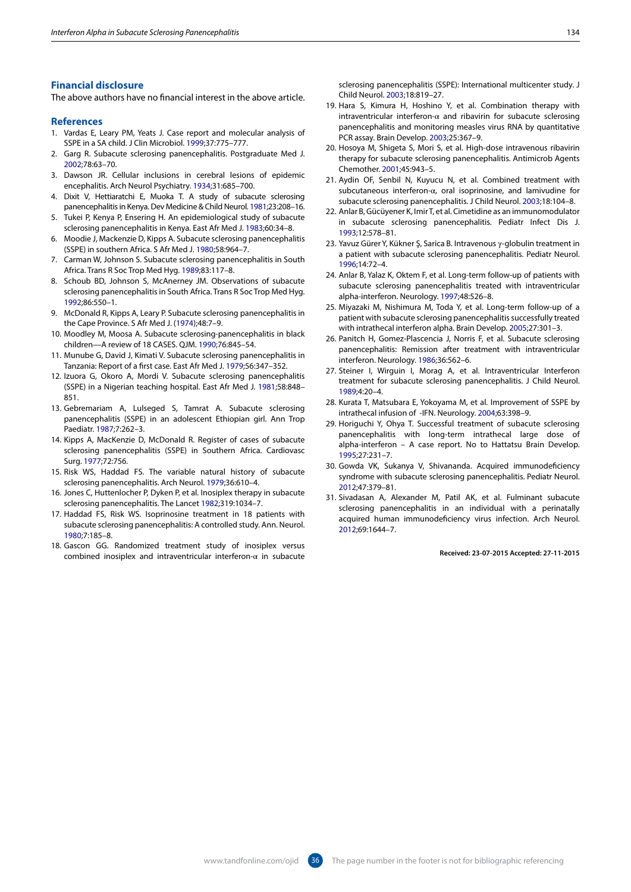## Financial disclosure

The above authors have no financial interest in the above article.

## References

1. Vardas E, Leary PM, Yeats J. Case report and molecular analysis of SSPE in a SA child. J Clin Microbiol. 1999;37:775–777.
2. Garg R. Subacute sclerosing panencephalitis. Postgraduate Med J. 2002;78:63–70.
3. Dawson JR. Cellular inclusions in cerebral lesions of epidemic encephalitis. Arch Neurol Psychiatry. 1934;31:685–700.
4. Dixit V, Hettiaratchi E, Muoka T. A study of subacute sclerosing panencephalitis in Kenya. Dev Medicine & Child Neurol. 1981;23:208–16.
5. Tukei P, Kenya P, Ensering H. An epidemiological study of subacute sclerosing panencephalitis in Kenya. East Afr Med J. 1983;60:34–8.
6. Moodie J, Mackenzie D, Kipps A. Subacute sclerosing panencephalitis (SSPE) in southern Africa. S Afr Med J. 1980;58:964–7.
7. Carman W, Johnson S. Subacute sclerosing panencephalitis in South Africa. Trans R Soc Trop Med Hyg. 1989;83:117–8.
8. Schoub BD, Johnson S, McAnerney JM. Observations of subacute sclerosing panencephalitis in South Africa. Trans R Soc Trop Med Hyg. 1992;86:550–1.
9. McDonald R, Kipps A, Leary P. Subacute sclerosing panencephalitis in the Cape Province. S Afr Med J. (1974);48:7–9.
10. Moodley M, Moosa A. Subacute sclerosing-panencephalitis in black children—A review of 18 CASES. QJM. 1990;76:845–54.
11. Munube G, David J, Kimati V. Subacute sclerosing panencephalitis in Tanzania: Report of a first case. East Afr Med J. 1979;56:347–352.
12. Izuora G, Okoro A, Mordi V. Subacute sclerosing panencephalitis (SSPE) in a Nigerian teaching hospital. East Afr Med J. 1981;58:848–851.
13. Gebremariam A, Lulseged S, Tamrat A. Subacute sclerosing panencephalitis (SSPE) in an adolescent Ethiopian girl. Ann Trop Paediatr. 1987;7:262–3.
14. Kipps A, MacKenzie D, McDonald R. Register of cases of subacute sclerosing panencephalitis (SSPE) in Southern Africa. Cardiovasc Surg. 1977;72:756.
15. Risk WS, Haddad FS. The variable natural history of subacute sclerosing panencephalitis. Arch Neurol. 1979;36:610–4.
16. Jones C, Huttenlocher P, Dyken P, et al. Inosiplex therapy in subacute sclerosing panencephalitis. The Lancet 1982;319:1034–7.
17. Haddad FS, Risk WS. Isoprinosine treatment in 18 patients with subacute sclerosing panencephalitis: A controlled study. Ann. Neurol. 1980;7:185–8.
18. Gascon GG. Randomized treatment study of inosiplex versus combined inosiplex and intraventricular interferon-α in subacute sclerosing panencephalitis (SSPE): International multicenter study. J Child Neurol. 2003;18:819–27.
19. Hara S, Kimura H, Hoshino Y, et al. Combination therapy with intraventricular interferon-α and ribavirin for subacute sclerosing panencephalitis and monitoring measles virus RNA by quantitative PCR assay. Brain Develop. 2003;25:367–9.
20. Hosoya M, Shigeta S, Mori S, et al. High-dose intravenous ribavirin therapy for subacute sclerosing panencephalitis. Antimicrob Agents Chemother. 2001;45:943–5.
21. Aydin OF, Senbil N, Kuyucu N, et al. Combined treatment with subcutaneous interferon-α, oral isoprinosine, and lamivudine for subacute sclerosing panencephalitis. J Child Neurol. 2003;18:104–8.
22. Anlar B, Gücüyener K, Imir T, et al. Cimetidine as an immunomodulator in subacute sclerosing panencephalitis. Pediatr Infect Dis J. 1993;12:578–81.
23. Yavuz Gürer Y, Kükner Ş, Sarica B. Intravenous γ-globulin treatment in a patient with subacute sclerosing panencephalitis. Pediatr Neurol. 1996;14:72–4.
24. Anlar B, Yalaz K, Oktem F, et al. Long-term follow-up of patients with subacute sclerosing panencephalitis treated with intraventricular alpha-interferon. Neurology. 1997;48:526–8.
25. Miyazaki M, Nishimura M, Toda Y, et al. Long-term follow-up of a patient with subacute sclerosing panencephalitis successfully treated with intrathecal interferon alpha. Brain Develop. 2005;27:301–3.
26. Panitch H, Gomez-Plascencia J, Norris F, et al. Subacute sclerosing panencephalitis: Remission after treatment with intraventricular interferon. Neurology. 1986;36:562–6.
27. Steiner I, Wirguin I, Morag A, et al. Intraventricular Interferon treatment for subacute sclerosing panencephalitis. J Child Neurol. 1989;4:20–4.
28. Kurata T, Matsubara E, Yokoyama M, et al. Improvement of SSPE by intrathecal infusion of -IFN. Neurology. 2004;63:398–9.
29. Horiguchi Y, Ohya T. Successful treatment of subacute sclerosing panencephalitis with long-term intrathecal large dose of alpha-interferon – A case report. No to Hattatsu Brain Develop. 1995;27:231–7.
30. Gowda VK, Sukanya V, Shivananda. Acquired immunodeficiency syndrome with subacute sclerosing panencephalitis. Pediatr Neurol. 2012;47:379–81.
31. Sivadasan A, Alexander M, Patil AK, et al. Fulminant subacute sclerosing panencephalitis in an individual with a perinatally acquired human immunodeficiency virus infection. Arch Neurol. 2012;69:1644–7.

**Received: 23-07-2015 Accepted: 27-11-2015**